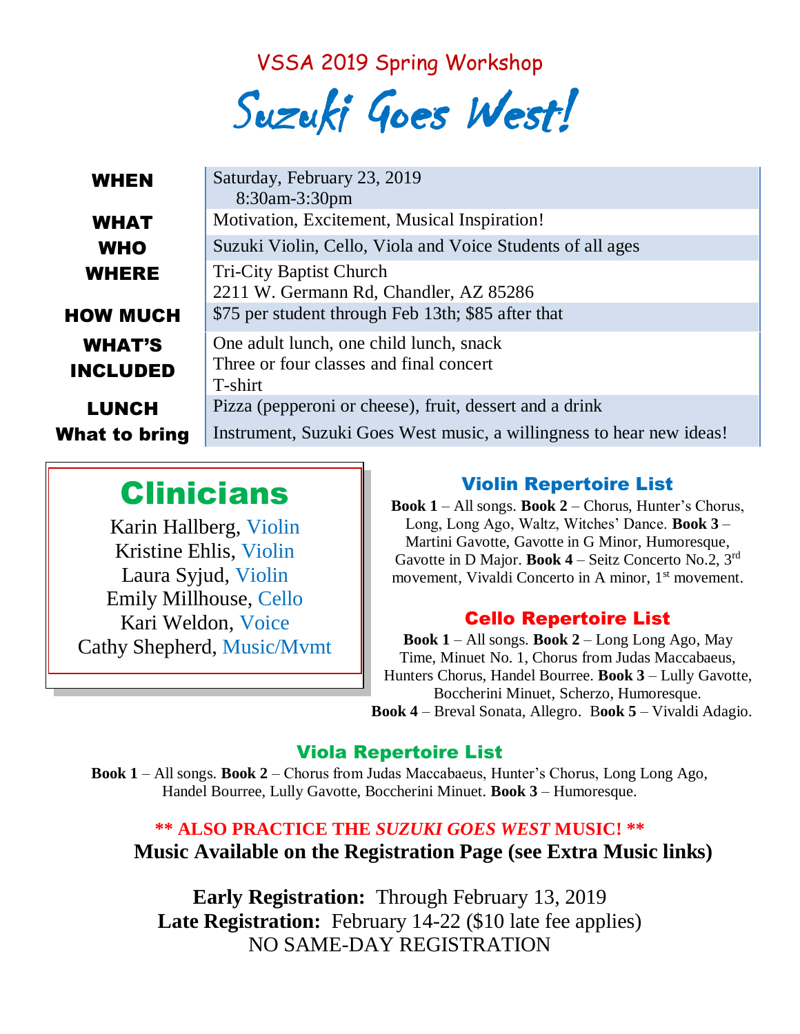VSSA 2019 Spring Workshop

# Suzuki Goes West!

| | |
|---|---|
| **WHEN** | Saturday, February 23, 2019<br>8:30am-3:30pm |
| **WHAT** | Motivation, Excitement, Musical Inspiration! |
| **WHO** | Suzuki Violin, Cello, Viola and Voice Students of all ages |
| **WHERE** | Tri-City Baptist Church<br>2211 W. Germann Rd, Chandler, AZ 85286 |
| **HOW MUCH** | $75 per student through Feb 13th; $85 after that |
| **WHAT'S INCLUDED** | One adult lunch, one child lunch, snack<br>Three or four classes and final concert<br>T-shirt |
| **LUNCH** | Pizza (pepperoni or cheese), fruit, dessert and a drink |
| **What to bring** | Instrument, Suzuki Goes West music, a willingness to hear new ideas! |

## Clinicians

Karin Hallberg, Violin
Kristine Ehlis, Violin
Laura Syjud, Violin
Emily Millhouse, Cello
Kari Weldon, Voice
Cathy Shepherd, Music/Mvmt

### Violin Repertoire List

**Book 1** – All songs. **Book 2** – Chorus, Hunter's Chorus, Long, Long Ago, Waltz, Witches' Dance. **Book 3** – Martini Gavotte, Gavotte in G Minor, Humoresque, Gavotte in D Major. **Book 4** – Seitz Concerto No.2, 3rd movement, Vivaldi Concerto in A minor, 1st movement.

### Cello Repertoire List

**Book 1** – All songs. **Book 2** – Long Long Ago, May Time, Minuet No. 1, Chorus from Judas Maccabaeus, Hunters Chorus, Handel Bourree. **Book 3** – Lully Gavotte, Boccherini Minuet, Scherzo, Humoresque. **Book 4** – Breval Sonata, Allegro. **Book 5** – Vivaldi Adagio.

### Viola Repertoire List

**Book 1** – All songs. **Book 2** – Chorus from Judas Maccabaeus, Hunter's Chorus, Long Long Ago, Handel Bourree, Lully Gavotte, Boccherini Minuet. **Book 3** – Humoresque.

**\*\* ALSO PRACTICE THE *SUZUKI GOES WEST* MUSIC! \*\***

**Music Available on the Registration Page (see Extra Music links)**

**Early Registration:** Through February 13, 2019
**Late Registration:** February 14-22 ($10 late fee applies)
NO SAME-DAY REGISTRATION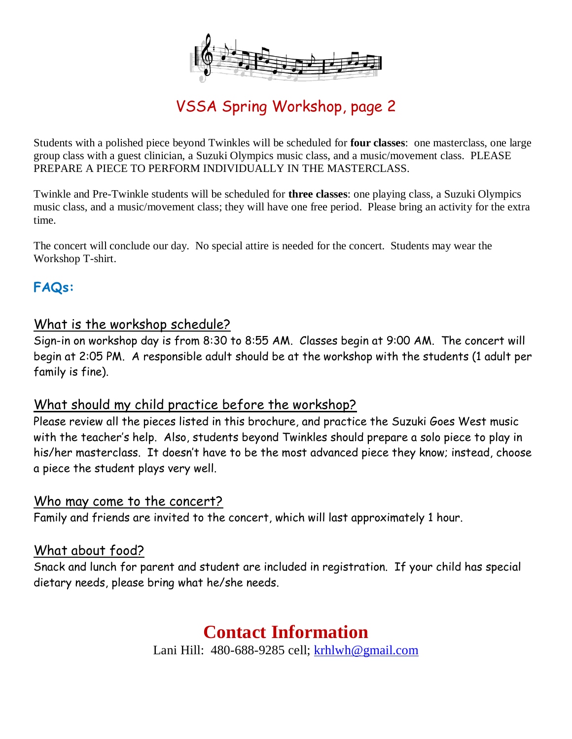# VSSA Spring Workshop, page 2

Students with a polished piece beyond Twinkles will be scheduled for **four classes**: one masterclass, one large group class with a guest clinician, a Suzuki Olympics music class, and a music/movement class. PLEASE PREPARE A PIECE TO PERFORM INDIVIDUALLY IN THE MASTERCLASS.

Twinkle and Pre-Twinkle students will be scheduled for **three classes**: one playing class, a Suzuki Olympics music class, and a music/movement class; they will have one free period. Please bring an activity for the extra time.

The concert will conclude our day. No special attire is needed for the concert. Students may wear the Workshop T-shirt.

## FAQs:

### What is the workshop schedule?

Sign-in on workshop day is from 8:30 to 8:55 AM. Classes begin at 9:00 AM. The concert will begin at 2:05 PM. A responsible adult should be at the workshop with the students (1 adult per family is fine).

### What should my child practice before the workshop?

Please review all the pieces listed in this brochure, and practice the Suzuki Goes West music with the teacher's help. Also, students beyond Twinkles should prepare a solo piece to play in his/her masterclass. It doesn't have to be the most advanced piece they know; instead, choose a piece the student plays very well.

### Who may come to the concert?

Family and friends are invited to the concert, which will last approximately 1 hour.

### What about food?

Snack and lunch for parent and student are included in registration. If your child has special dietary needs, please bring what he/she needs.

## Contact Information

Lani Hill: 480-688-9285 cell; krhlwh@gmail.com